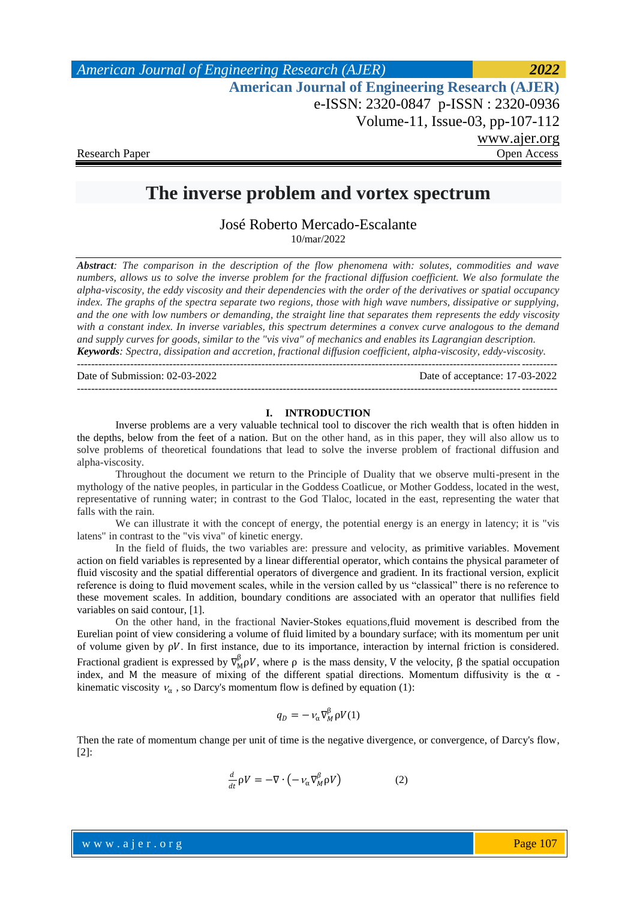# The inverse problem and vortex spectrum

José Roberto Mercado-Escalante

10/mar/2022

***Abstract****: The comparison in the description of the flow phenomena with: solutes, commodities and wave numbers, allows us to solve the inverse problem for the fractional diffusion coefficient. We also formulate the alpha-viscosity, the eddy viscosity and their dependencies with the order of the derivatives or spatial occupancy index. The graphs of the spectra separate two regions, those with high wave numbers, dissipative or supplying, and the one with low numbers or demanding, the straight line that separates them represents the eddy viscosity with a constant index. In inverse variables, this spectrum determines a convex curve analogous to the demand and supply curves for goods, similar to the "vis viva" of mechanics and enables its Lagrangian description.*

***Keywords****: Spectra, dissipation and accretion, fractional diffusion coefficient, alpha-viscosity, eddy-viscosity.*

---

Date of Submission: 02-03-2022 | Date of acceptance: 17-03-2022

---

## I. INTRODUCTION

Inverse problems are a very valuable technical tool to discover the rich wealth that is often hidden in the depths, below from the feet of a nation. But on the other hand, as in this paper, they will also allow us to solve problems of theoretical foundations that lead to solve the inverse problem of fractional diffusion and alpha-viscosity.

Throughout the document we return to the Principle of Duality that we observe multi-present in the mythology of the native peoples, in particular in the Goddess Coatlicue, or Mother Goddess, located in the west, representative of running water; in contrast to the God Tlaloc, located in the east, representing the water that falls with the rain.

We can illustrate it with the concept of energy, the potential energy is an energy in latency; it is "vis latens" in contrast to the "vis viva" of kinetic energy.

In the field of fluids, the two variables are: pressure and velocity, as primitive variables. Movement action on field variables is represented by a linear differential operator, which contains the physical parameter of fluid viscosity and the spatial differential operators of divergence and gradient. In its fractional version, explicit reference is doing to fluid movement scales, while in the version called by us "classical" there is no reference to these movement scales. In addition, boundary conditions are associated with an operator that nullifies field variables on said contour, [1].

On the other hand, in the fractional Navier-Stokes equations,fluid movement is described from the Eurelian point of view considering a volume of fluid limited by a boundary surface; with its momentum per unit of volume given by $\rho V$. In first instance, due to its importance, interaction by internal friction is considered. Fractional gradient is expressed by $\nabla_M^\beta \rho V$, where $\rho$ is the mass density, V the velocity, $\beta$ the spatial occupation index, and M the measure of mixing of the different spatial directions. Momentum diffusivity is the $\alpha$ - kinematic viscosity $\nu_\alpha$ , so Darcy's momentum flow is defined by equation (1):

$$q_D = -\nu_\alpha \nabla_M^\beta \rho V \quad (1)$$

Then the rate of momentum change per unit of time is the negative divergence, or convergence, of Darcy's flow, [2]:

$$\frac{d}{dt}\rho V = -\nabla \cdot \left(-\nu_\alpha \nabla_M^\beta \rho V\right) \quad (2)$$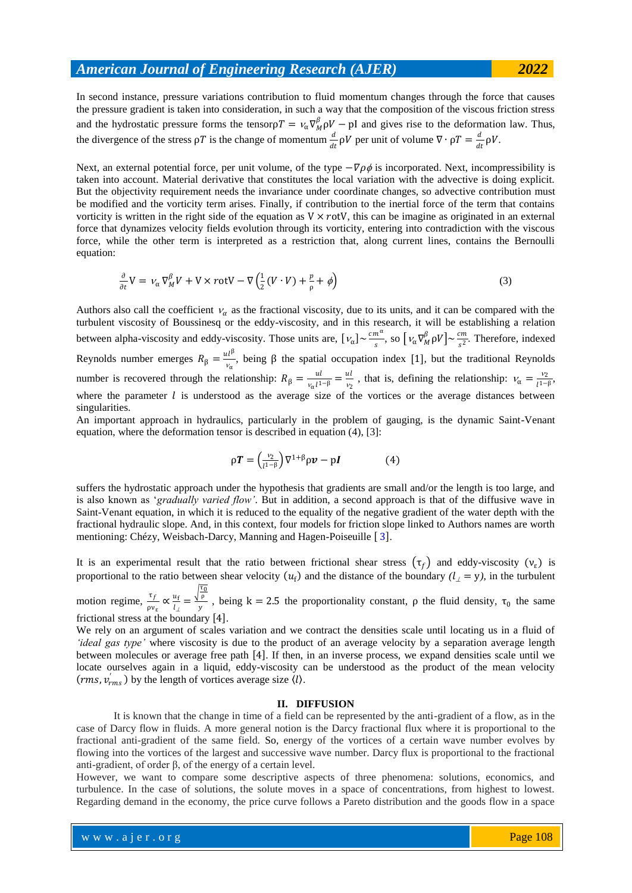In second instance, pressure variations contribution to fluid momentum changes through the force that causes the pressure gradient is taken into consideration, in such a way that the composition of the viscous friction stress and the hydrostatic pressure forms the tensor$\rho T = \nu_\alpha \nabla_M^\beta \rho V - \mathrm{pI}$ and gives rise to the deformation law. Thus, the divergence of the stress $\rho T$ is the change of momentum $\frac{d}{dt}\rho V$ per unit of volume $\nabla \cdot \rho T = \frac{d}{dt}\rho V$.

Next, an external potential force, per unit volume, of the type $-\nabla \rho \phi$ is incorporated. Next, incompressibility is taken into account. Material derivative that constitutes the local variation with the advective is doing explicit. But the objectivity requirement needs the invariance under coordinate changes, so advective contribution must be modified and the vorticity term arises. Finally, if contribution to the inertial force of the term that contains vorticity is written in the right side of the equation as $\mathrm{V} \times rot\mathrm{V}$, this can be imagine as originated in an external force that dynamizes velocity fields evolution through its vorticity, entering into contradiction with the viscous force, while the other term is interpreted as a restriction that, along current lines, contains the Bernoulli equation:

$$\frac{\partial}{\partial t}\mathrm{V} = \nu_\alpha \nabla_M^\beta V + \mathrm{V} \times \mathrm{rot}\mathrm{V} - \nabla\left(\frac{1}{2}(V \cdot V) + \frac{p}{\rho} + \phi\right) \tag{3}$$

Authors also call the coefficient $\nu_\alpha$ as the fractional viscosity, due to its units, and it can be compared with the turbulent viscosity of Boussinesq or the eddy-viscosity, and in this research, it will be establishing a relation between alpha-viscosity and eddy-viscosity. Those units are, $[\nu_\alpha] \sim \frac{cm^\alpha}{s}$, so $\left[\nu_\alpha \nabla_M^\beta \rho V\right] \sim \frac{cm}{s^2}$. Therefore, indexed Reynolds number emerges $R_\beta = \frac{ul^\beta}{\nu_\alpha}$, being β the spatial occupation index [1], but the traditional Reynolds number is recovered through the relationship: $R_\beta = \frac{ul}{\nu_\alpha l^{1-\beta}} = \frac{ul}{\nu_2}$ , that is, defining the relationship: $\nu_\alpha = \frac{\nu_2}{l^{1-\beta}}$, where the parameter $l$ is understood as the average size of the vortices or the average distances between singularities.
An important approach in hydraulics, particularly in the problem of gauging, is the dynamic Saint-Venant equation, where the deformation tensor is described in equation (4), [3]:

$$\rho \boldsymbol{T} = \left(\frac{\nu_2}{l^{1-\beta}}\right)\nabla^{1+\beta}\rho \boldsymbol{v} - \mathrm{p}\boldsymbol{I} \tag{4}$$

suffers the hydrostatic approach under the hypothesis that gradients are small and/or the length is too large, and is also known as '*gradually varied flow'*. But in addition, a second approach is that of the diffusive wave in Saint-Venant equation, in which it is reduced to the equality of the negative gradient of the water depth with the fractional hydraulic slope. And, in this context, four models for friction slope linked to Authors names are worth mentioning: Chézy, Weisbach-Darcy, Manning and Hagen-Poiseuille [3].

It is an experimental result that the ratio between frictional shear stress $(\tau_f)$ and eddy-viscosity $(\nu_\varepsilon)$ is proportional to the ratio between shear velocity $(u_f)$ and the distance of the boundary $(l_\perp = y)$, in the turbulent motion regime, $\frac{\tau_f}{\rho\nu_\varepsilon} \propto \frac{u_f}{l_\perp} = \frac{\sqrt{\frac{\tau_0}{\rho}}}{y}$ , being $\mathrm{k} = 2.5$ the proportionality constant, ρ the fluid density, $\tau_0$ the same frictional stress at the boundary [4].
We rely on an argument of scales variation and we contract the densities scale until locating us in a fluid of *'ideal gas type'* where viscosity is due to the product of an average velocity by a separation average length between molecules or average free path [4]. If then, in an inverse process, we expand densities scale until we locate ourselves again in a liquid, eddy-viscosity can be understood as the product of the mean velocity $(rms, v'_{rms})$ by the length of vortices average size $\langle l \rangle$.

## II. DIFFUSION

It is known that the change in time of a field can be represented by the anti-gradient of a flow, as in the case of Darcy flow in fluids. A more general notion is the Darcy fractional flux where it is proportional to the fractional anti-gradient of the same field. So, energy of the vortices of a certain wave number evolves by flowing into the vortices of the largest and successive wave number. Darcy flux is proportional to the fractional anti-gradient, of order β, of the energy of a certain level.
However, we want to compare some descriptive aspects of three phenomena: solutions, economics, and turbulence. In the case of solutions, the solute moves in a space of concentrations, from highest to lowest. Regarding demand in the economy, the price curve follows a Pareto distribution and the goods flow in a space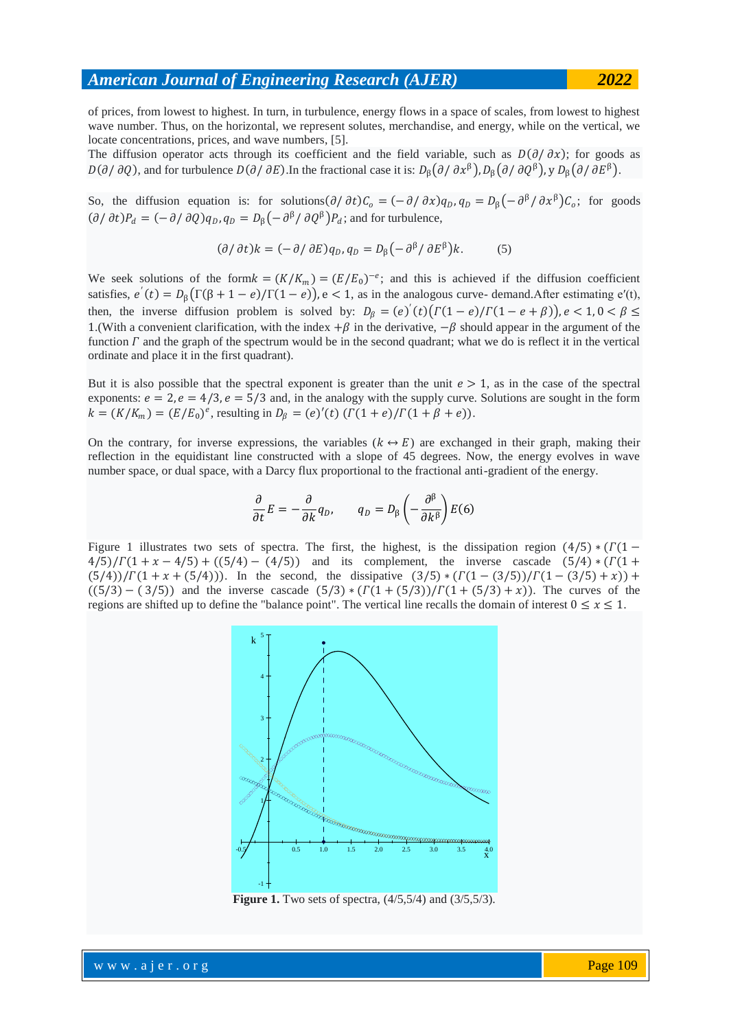of prices, from lowest to highest. In turn, in turbulence, energy flows in a space of scales, from lowest to highest wave number. Thus, on the horizontal, we represent solutes, merchandise, and energy, while on the vertical, we locate concentrations, prices, and wave numbers, [5].

The diffusion operator acts through its coefficient and the field variable, such as $D(\partial/\partial x)$; for goods as $D(\partial/\partial Q)$, and for turbulence $D(\partial/\partial E)$.In the fractional case it is: $D_\beta(\partial/\partial x^\beta), D_\beta(\partial/\partial Q^\beta)$, y $D_\beta(\partial/\partial E^\beta)$.

So, the diffusion equation is: for solutions$(\partial/\partial t)C_o = (-\partial/\partial x)q_D, q_D = D_\beta(-\partial^\beta/\partial x^\beta)C_o$; for goods $(\partial/\partial t)P_d = (-\partial/\partial Q)q_D, q_D = D_\beta(-\partial^\beta/\partial Q^\beta)P_d$; and for turbulence,

$$(\partial/\partial t)k = (-\partial/\partial E)q_D, q_D = D_\beta(-\partial^\beta/\partial E^\beta)k. \qquad (5)$$

We seek solutions of the form$k = (K/K_m) = (E/E_0)^{-e}$; and this is achieved if the diffusion coefficient satisfies, $e'(t) = D_\beta(\Gamma(\beta+1-e)/\Gamma(1-e))$, e < 1, as in the analogous curve- demand.After estimating e'(t), then, the inverse diffusion problem is solved by: $D_\beta = (e)'(t)(\Gamma(1-e)/\Gamma(1-e+\beta)), e < 1, 0 < \beta \leq 1$.(With a convenient clarification, with the index $+\beta$ in the derivative, $-\beta$ should appear in the argument of the function $\Gamma$ and the graph of the spectrum would be in the second quadrant; what we do is reflect it in the vertical ordinate and place it in the first quadrant).

But it is also possible that the spectral exponent is greater than the unit $e > 1$, as in the case of the spectral exponents: $e = 2, e = 4/3, e = 5/3$ and, in the analogy with the supply curve. Solutions are sought in the form $k = (K/K_m) = (E/E_0)^e$, resulting in $D_\beta = (e)'(t)\ (\Gamma(1+e)/\Gamma(1+\beta+e))$.

On the contrary, for inverse expressions, the variables $(k \leftrightarrow E)$ are exchanged in their graph, making their reflection in the equidistant line constructed with a slope of 45 degrees. Now, the energy evolves in wave number space, or dual space, with a Darcy flux proportional to the fractional anti-gradient of the energy.

$$\frac{\partial}{\partial t}E = -\frac{\partial}{\partial k}q_D, \qquad q_D = D_\beta\left(-\frac{\partial^\beta}{\partial k^\beta}\right)E(6)$$

Figure 1 illustrates two sets of spectra. The first, the highest, is the dissipation region $(4/5)*(\Gamma(1-4/5)/\Gamma(1+x-4/5)+((5/4)-(4/5))$ and its complement, the inverse cascade $(5/4)*(\Gamma(1+(5/4))/\Gamma(1+x+(5/4)))$. In the second, the dissipative $(3/5)*(\Gamma(1-(3/5))/\Gamma(1-(3/5)+x))+((5/3)-(3/5))$ and the inverse cascade $(5/3)*(\Gamma(1+(5/3))/\Gamma(1+(5/3)+x))$. The curves of the regions are shifted up to define the "balance point". The vertical line recalls the domain of interest $0 \leq x \leq 1$.

**Figure 1.** Two sets of spectra, (4/5,5/4) and (3/5,5/3).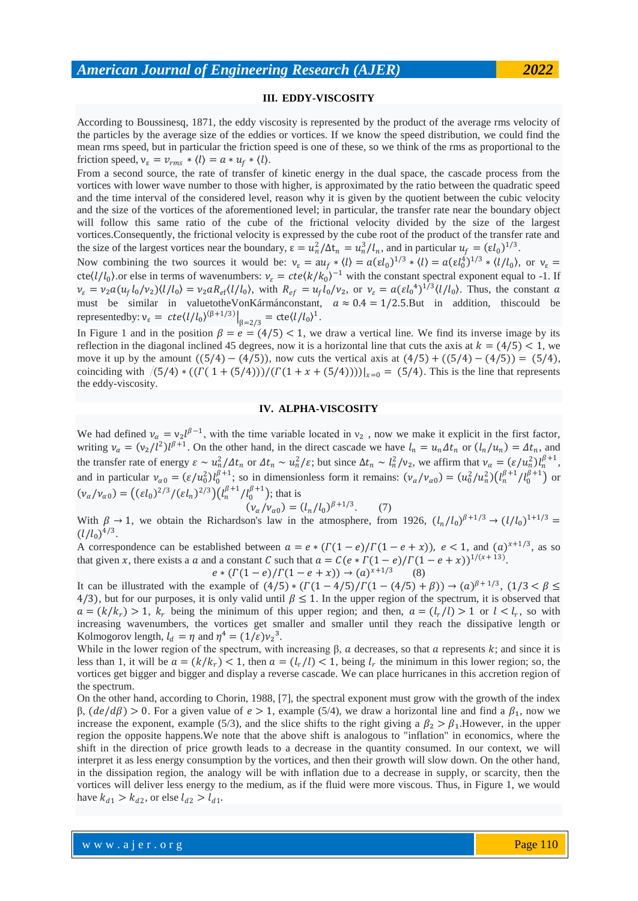## III. EDDY-VISCOSITY

According to Boussinesq, 1871, the eddy viscosity is represented by the product of the average rms velocity of the particles by the average size of the eddies or vortices. If we know the speed distribution, we could find the mean rms speed, but in particular the friction speed is one of these, so we think of the rms as proportional to the friction speed, $\nu_\varepsilon = v_{rms} * \langle l \rangle = a * u_f * \langle l \rangle$.

From a second source, the rate of transfer of kinetic energy in the dual space, the cascade process from the vortices with lower wave number to those with higher, is approximated by the ratio between the quadratic speed and the time interval of the considered level, reason why it is given by the quotient between the cubic velocity and the size of the vortices of the aforementioned level; in particular, the transfer rate near the boundary object will follow this same ratio of the cube of the frictional velocity divided by the size of the largest vortices.Consequently, the frictional velocity is expressed by the cube root of the product of the transfer rate and the size of the largest vortices near the boundary, $\varepsilon = u_n^2/\Delta t_n = u_n^3/l_n$, and in particular $u_f = (\varepsilon l_0)^{1/3}$.

Now combining the two sources it would be: $\nu_\varepsilon = a u_f * \langle l \rangle = a(\varepsilon l_0)^{1/3} * \langle l \rangle = a(\varepsilon l_0^4)^{1/3} * \langle l/l_0 \rangle$, or $\nu_\varepsilon = \mathrm{cte}\langle l/l_0 \rangle$.or else in terms of wavenumbers: $\nu_\varepsilon = cte\langle k/k_0 \rangle^{-1}$ with the constant spectral exponent equal to -1. If $\nu_\varepsilon = \nu_2 a(u_f l_0/\nu_2)\langle l/l_0 \rangle = \nu_2 a R_{ef}\langle l/l_0 \rangle$, with $R_{ef} = u_f l_0/\nu_2$, or $\nu_\varepsilon = a(\varepsilon l_0{}^4)^{1/3}\langle l/l_0 \rangle$. Thus, the constant $a$ must be similar in valuetotheVonKármánconstant, $a \approx 0.4 = 1/2.5$.But in addition, thiscould be representedby: $\nu_\varepsilon = cte\langle l/l_0 \rangle^{(\beta+1/3)}\big|_{\beta=2/3} = \mathrm{cte}\langle l/l_0 \rangle^1$.

In Figure 1 and in the position $\beta = e = (4/5) < 1$, we draw a vertical line. We find its inverse image by its reflection in the diagonal inclined 45 degrees, now it is a horizontal line that cuts the axis at $k = (4/5) < 1$, we move it up by the amount $((5/4) - (4/5))$, now cuts the vertical axis at $(4/5) + ((5/4) - (4/5)) = (5/4)$, coinciding with $(5/4) * ((\Gamma(1 + (5/4)))/(\Gamma(1 + x + (5/4))))|_{x=0} = (5/4)$. This is the line that represents the eddy-viscosity.

## IV. ALPHA-VISCOSITY

We had defined $\nu_\alpha = \nu_2 l^{\beta-1}$, with the time variable located in $\nu_2$ , now we make it explicit in the first factor, writing $\nu_\alpha = (\nu_2/l^2)l^{\beta+1}$. On the other hand, in the direct cascade we have $l_n = u_n \Delta t_n$ or $(l_n/u_n) = \Delta t_n$, and the transfer rate of energy $\varepsilon \sim u_n^2/\Delta t_n$ or $\Delta t_n \sim u_n^2/\varepsilon$; but since $\Delta t_n \sim l_n^2/\nu_2$, we affirm that $\nu_\alpha = (\varepsilon/u_n^2)l_n^{\beta+1}$, and in particular $\nu_{\alpha 0} = (\varepsilon/u_0^2)l_0^{\beta+1}$; so in dimensionless form it remains: $(\nu_\alpha/\nu_{\alpha 0}) = (u_0^2/u_n^2)(l_n^{\beta+1}/l_0^{\beta+1})$ or $(\nu_\alpha/\nu_{\alpha 0}) = ((\varepsilon l_0)^{2/3}/(\varepsilon l_n)^{2/3})(l_n^{\beta+1}/l_0^{\beta+1})$; that is

$$(\nu_\alpha/\nu_{\alpha 0}) = (l_n/l_0)^{\beta+1/3}. \qquad (7)$$

With $\beta \to 1$, we obtain the Richardson's law in the atmosphere, from 1926, $(l_n/l_0)^{\beta+1/3} \to (l/l_0)^{1+1/3} = (l/l_0)^{4/3}$.

A correspondence can be established between $a = e * (\Gamma(1-e)/\Gamma(1-e+x)),\ e < 1$, and $(a)^{x+1/3}$, as so that given $x$, there exists a $a$ and a constant $C$ such that $a = C(e * \Gamma(1-e)/\Gamma(1-e+x))^{1/(x+13)}$.

$$e * (\Gamma(1-e)/\Gamma(1-e+x)) \to (a)^{x+1/3} \qquad (8)$$

It can be illustrated with the example of $(4/5) * (\Gamma(1-4/5)/\Gamma(1-(4/5)+\beta)) \to (a)^{\beta+1/3}$, $(1/3 < \beta \leq 4/3)$, but for our purposes, it is only valid until $\beta \leq 1$. In the upper region of the spectrum, it is observed that $a = (k/k_r) > 1$, $k_r$ being the minimum of this upper region; and then, $a = (l_r/l) > 1$ or $l < l_r$, so with increasing wavenumbers, the vortices get smaller and smaller until they reach the dissipative length or Kolmogorov length, $l_d = \eta$ and $\eta^4 = (1/\varepsilon)\nu_2{}^3$.

While in the lower region of the spectrum, with increasing β, $a$ decreases, so that $a$ represents $k$; and since it is less than 1, it will be $a = (k/k_r) < 1$, then $a = (l_r/l) < 1$, being $l_r$ the minimum in this lower region; so, the vortices get bigger and bigger and display a reverse cascade. We can place hurricanes in this accretion region of the spectrum.

On the other hand, according to Chorin, 1988, [7], the spectral exponent must grow with the growth of the index β, $(de/d\beta) > 0$. For a given value of $e > 1$, example (5/4), we draw a horizontal line and find a $\beta_1$, now we increase the exponent, example (5/3), and the slice shifts to the right giving a $\beta_2 > \beta_1$.However, in the upper region the opposite happens.We note that the above shift is analogous to "inflation" in economics, where the shift in the direction of price growth leads to a decrease in the quantity consumed. In our context, we will interpret it as less energy consumption by the vortices, and then their growth will slow down. On the other hand, in the dissipation region, the analogy will be with inflation due to a decrease in supply, or scarcity, then the vortices will deliver less energy to the medium, as if the fluid were more viscous. Thus, in Figure 1, we would have $k_{d1} > k_{d2}$, or else $l_{d2} > l_{d1}$.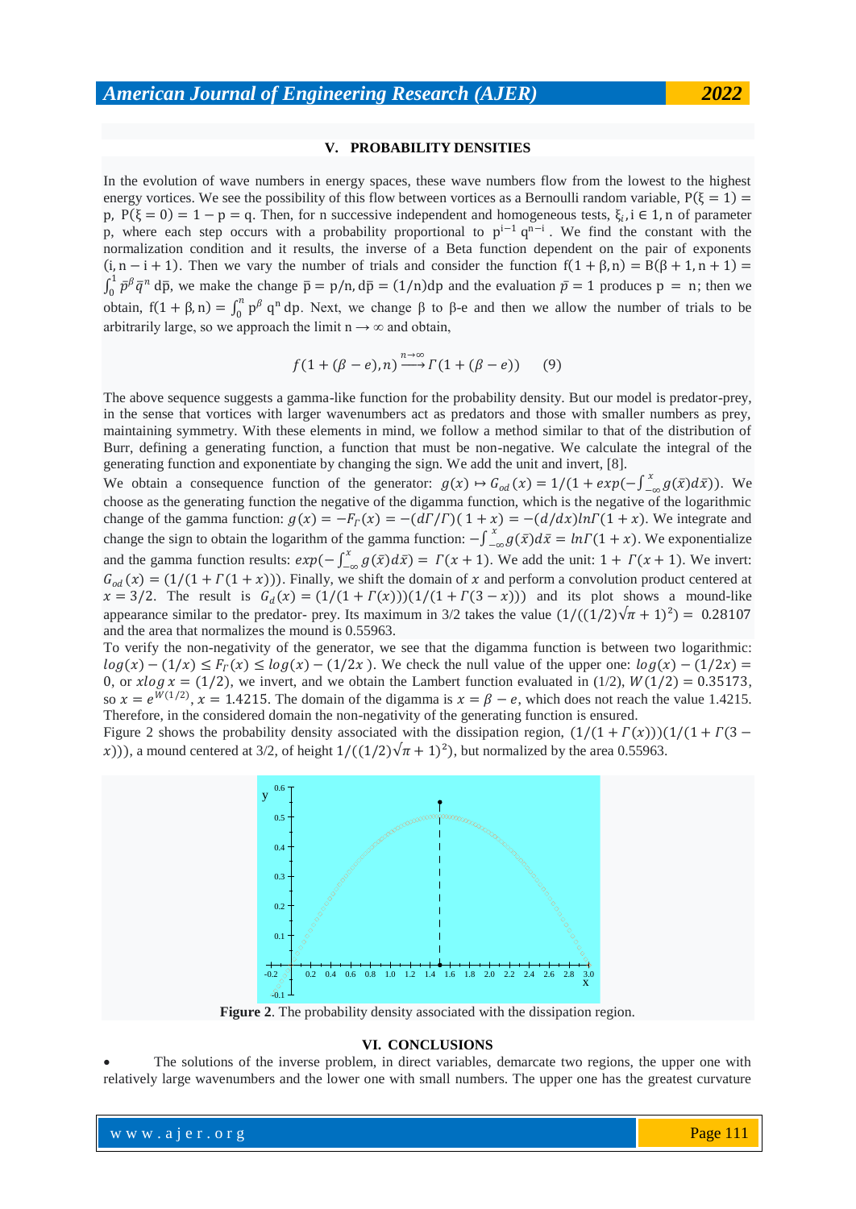## V. PROBABILITY DENSITIES

In the evolution of wave numbers in energy spaces, these wave numbers flow from the lowest to the highest energy vortices. We see the possibility of this flow between vortices as a Bernoulli random variable, $P(\xi = 1) = p$, $P(\xi = 0) = 1 - p = q$. Then, for n successive independent and homogeneous tests, $\xi_i, i \in 1, n$ of parameter p, where each step occurs with a probability proportional to $p^{i-1} q^{n-i}$. We find the constant with the normalization condition and it results, the inverse of a Beta function dependent on the pair of exponents $(i, n - i + 1)$. Then we vary the number of trials and consider the function $f(1 + \beta, n) = B(\beta + 1, n + 1) = \int_0^1 \bar{p}^{\beta} \bar{q}^{n} d\bar{p}$, we make the change $\bar{p} = p/n, d\bar{p} = (1/n)dp$ and the evaluation $\bar{p} = 1$ produces $p = n$; then we obtain, $f(1 + \beta, n) = \int_0^n p^{\beta} q^{n} dp$. Next, we change β to β-e and then we allow the number of trials to be arbitrarily large, so we approach the limit $n \to \infty$ and obtain,

$$f(1 + (\beta - e), n) \xrightarrow{n\to\infty} \Gamma(1 + (\beta - e)) \qquad (9)$$

The above sequence suggests a gamma-like function for the probability density. But our model is predator-prey, in the sense that vortices with larger wavenumbers act as predators and those with smaller numbers as prey, maintaining symmetry. With these elements in mind, we follow a method similar to that of the distribution of Burr, defining a generating function, a function that must be non-negative. We calculate the integral of the generating function and exponentiate by changing the sign. We add the unit and invert, [8].

We obtain a consequence function of the generator: $g(x) \mapsto G_{od}(x) = 1/(1 + exp(-\int_{-\infty}^{x} g(\bar{x})d\bar{x}))$. We choose as the generating function the negative of the digamma function, which is the negative of the logarithmic change of the gamma function: $g(x) = -F_{\Gamma}(x) = -(d\Gamma/\Gamma)(1 + x) = -(d/dx)ln\Gamma(1 + x)$. We integrate and change the sign to obtain the logarithm of the gamma function: $-\int_{-\infty}^{x} g(\bar{x})d\bar{x} = ln\Gamma(1 + x)$. We exponentialize and the gamma function results: $exp(-\int_{-\infty}^{x} g(\bar{x})d\bar{x}) = \Gamma(x + 1)$. We add the unit: $1 + \Gamma(x + 1)$. We invert: $G_{od}(x) = (1/(1 + \Gamma(1 + x)))$. Finally, we shift the domain of $x$ and perform a convolution product centered at $x = 3/2$. The result is $G_d(x) = (1/(1 + \Gamma(x)))(1/(1 + \Gamma(3 - x)))$ and its plot shows a mound-like appearance similar to the predator- prey. Its maximum in 3/2 takes the value $(1/((1/2)\sqrt{\pi} + 1)^2) = 0.28107$ and the area that normalizes the mound is 0.55963.

To verify the non-negativity of the generator, we see that the digamma function is between two logarithmic: $log(x) - (1/x) \le F_{\Gamma}(x) \le log(x) - (1/2x)$. We check the null value of the upper one: $log(x) - (1/2x) = 0$, or $xlog\, x = (1/2)$, we invert, and we obtain the Lambert function evaluated in (1/2), $W(1/2) = 0.35173$, so $x = e^{W(1/2)}$, $x = 1.4215$. The domain of the digamma is $x = \beta - e$, which does not reach the value 1.4215. Therefore, in the considered domain the non-negativity of the generating function is ensured.

Figure 2 shows the probability density associated with the dissipation region, $(1/(1 + \Gamma(x)))(1/(1 + \Gamma(3 - x)))$, a mound centered at 3/2, of height $1/((1/2)\sqrt{\pi} + 1)^2)$, but normalized by the area 0.55963.

**Figure 2**. The probability density associated with the dissipation region.

## VI. CONCLUSIONS

- The solutions of the inverse problem, in direct variables, demarcate two regions, the upper one with relatively large wavenumbers and the lower one with small numbers. The upper one has the greatest curvature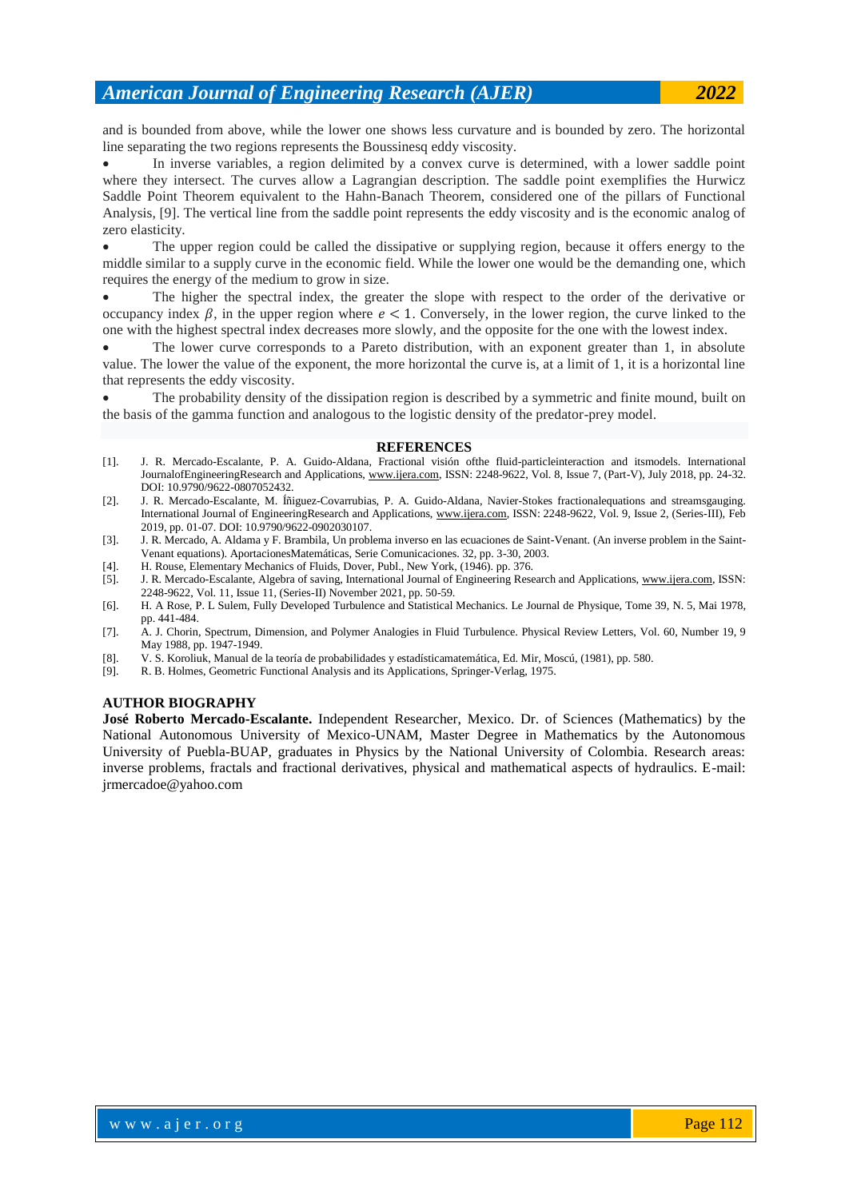and is bounded from above, while the lower one shows less curvature and is bounded by zero. The horizontal line separating the two regions represents the Boussinesq eddy viscosity.

- In inverse variables, a region delimited by a convex curve is determined, with a lower saddle point where they intersect. The curves allow a Lagrangian description. The saddle point exemplifies the Hurwicz Saddle Point Theorem equivalent to the Hahn-Banach Theorem, considered one of the pillars of Functional Analysis, [9]. The vertical line from the saddle point represents the eddy viscosity and is the economic analog of zero elasticity.
- The upper region could be called the dissipative or supplying region, because it offers energy to the middle similar to a supply curve in the economic field. While the lower one would be the demanding one, which requires the energy of the medium to grow in size.
- The higher the spectral index, the greater the slope with respect to the order of the derivative or occupancy index $\beta$, in the upper region where $e < 1$. Conversely, in the lower region, the curve linked to the one with the highest spectral index decreases more slowly, and the opposite for the one with the lowest index.
- The lower curve corresponds to a Pareto distribution, with an exponent greater than 1, in absolute value. The lower the value of the exponent, the more horizontal the curve is, at a limit of 1, it is a horizontal line that represents the eddy viscosity.
- The probability density of the dissipation region is described by a symmetric and finite mound, built on the basis of the gamma function and analogous to the logistic density of the predator-prey model.

## REFERENCES

[1]. J. R. Mercado-Escalante, P. A. Guido-Aldana, Fractional visión ofthe fluid-particleinteraction and itsmodels. International JournalofEngineeringResearch and Applications, www.ijera.com, ISSN: 2248-9622, Vol. 8, Issue 7, (Part-V), July 2018, pp. 24-32. DOI: 10.9790/9622-0807052432.

[2]. J. R. Mercado-Escalante, M. Íñiguez-Covarrubias, P. A. Guido-Aldana, Navier-Stokes fractionalequations and streamsgauging. International Journal of EngineeringResearch and Applications, www.ijera.com, ISSN: 2248-9622, Vol. 9, Issue 2, (Series-III), Feb 2019, pp. 01-07. DOI: 10.9790/9622-0902030107.

[3]. J. R. Mercado, A. Aldama y F. Brambila, Un problema inverso en las ecuaciones de Saint-Venant. (An inverse problem in the Saint-Venant equations). AportacionesMatemáticas, Serie Comunicaciones. 32, pp. 3-30, 2003.

[4]. H. Rouse, Elementary Mechanics of Fluids, Dover, Publ., New York, (1946). pp. 376.

[5]. J. R. Mercado-Escalante, Algebra of saving, International Journal of Engineering Research and Applications, www.ijera.com, ISSN: 2248-9622, Vol. 11, Issue 11, (Series-II) November 2021, pp. 50-59.

[6]. H. A Rose, P. L Sulem, Fully Developed Turbulence and Statistical Mechanics. Le Journal de Physique, Tome 39, N. 5, Mai 1978, pp. 441-484.

[7]. A. J. Chorin, Spectrum, Dimension, and Polymer Analogies in Fluid Turbulence. Physical Review Letters, Vol. 60, Number 19, 9 May 1988, pp. 1947-1949.

[8]. V. S. Koroliuk, Manual de la teoría de probabilidades y estadísticamatemática, Ed. Mir, Moscú, (1981), pp. 580.

[9]. R. B. Holmes, Geometric Functional Analysis and its Applications, Springer-Verlag, 1975.

### AUTHOR BIOGRAPHY

**José Roberto Mercado-Escalante.** Independent Researcher, Mexico. Dr. of Sciences (Mathematics) by the National Autonomous University of Mexico-UNAM, Master Degree in Mathematics by the Autonomous University of Puebla-BUAP, graduates in Physics by the National University of Colombia. Research areas: inverse problems, fractals and fractional derivatives, physical and mathematical aspects of hydraulics. E-mail: jrmercadoe@yahoo.com